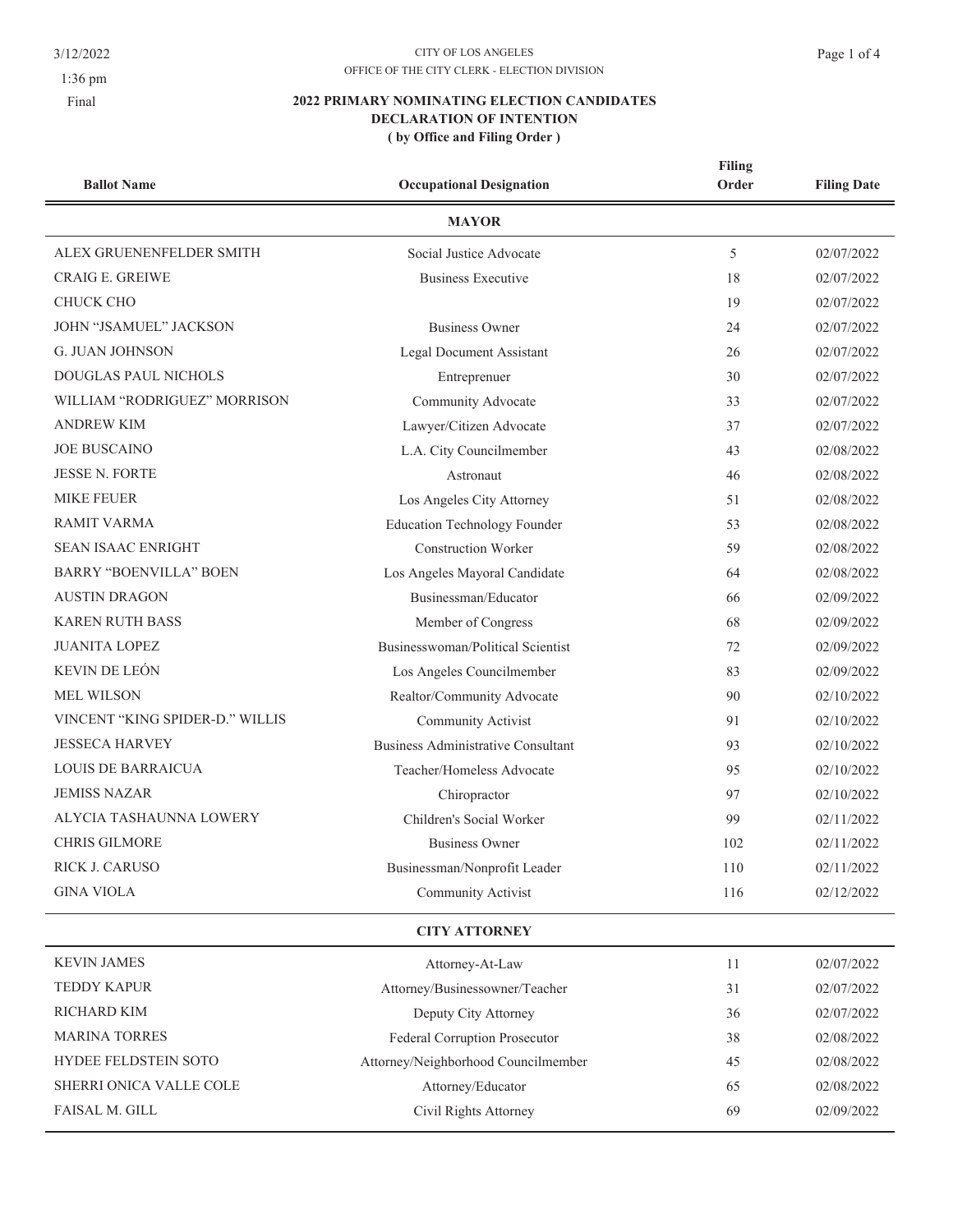3/12/2022
1:36 pm
Final

CITY OF LOS ANGELES
OFFICE OF THE CITY CLERK - ELECTION DIVISION

# 2022 PRIMARY NOMINATING ELECTION CANDIDATES
## DECLARATION OF INTENTION
### ( by Office and Filing Order )

| Ballot Name | Occupational Designation | Filing Order | Filing Date |
|---|---|---|---|
| **MAYOR** | | | |
| ALEX GRUENENFELDER SMITH | Social Justice Advocate | 5 | 02/07/2022 |
| CRAIG E. GREIWE | Business Executive | 18 | 02/07/2022 |
| CHUCK CHO | | 19 | 02/07/2022 |
| JOHN "JSAMUEL" JACKSON | Business Owner | 24 | 02/07/2022 |
| G. JUAN JOHNSON | Legal Document Assistant | 26 | 02/07/2022 |
| DOUGLAS PAUL NICHOLS | Entreprenuer | 30 | 02/07/2022 |
| WILLIAM "RODRIGUEZ" MORRISON | Community Advocate | 33 | 02/07/2022 |
| ANDREW KIM | Lawyer/Citizen Advocate | 37 | 02/07/2022 |
| JOE BUSCAINO | L.A. City Councilmember | 43 | 02/08/2022 |
| JESSE N. FORTE | Astronaut | 46 | 02/08/2022 |
| MIKE FEUER | Los Angeles City Attorney | 51 | 02/08/2022 |
| RAMIT VARMA | Education Technology Founder | 53 | 02/08/2022 |
| SEAN ISAAC ENRIGHT | Construction Worker | 59 | 02/08/2022 |
| BARRY "BOENVILLA" BOEN | Los Angeles Mayoral Candidate | 64 | 02/08/2022 |
| AUSTIN DRAGON | Businessman/Educator | 66 | 02/09/2022 |
| KAREN RUTH BASS | Member of Congress | 68 | 02/09/2022 |
| JUANITA LOPEZ | Businesswoman/Political Scientist | 72 | 02/09/2022 |
| KEVIN DE LEÓN | Los Angeles Councilmember | 83 | 02/09/2022 |
| MEL WILSON | Realtor/Community Advocate | 90 | 02/10/2022 |
| VINCENT "KING SPIDER-D." WILLIS | Community Activist | 91 | 02/10/2022 |
| JESSECA HARVEY | Business Administrative Consultant | 93 | 02/10/2022 |
| LOUIS DE BARRAICUA | Teacher/Homeless Advocate | 95 | 02/10/2022 |
| JEMISS NAZAR | Chiropractor | 97 | 02/10/2022 |
| ALYCIA TASHAUNNA LOWERY | Children's Social Worker | 99 | 02/11/2022 |
| CHRIS GILMORE | Business Owner | 102 | 02/11/2022 |
| RICK J. CARUSO | Businessman/Nonprofit Leader | 110 | 02/11/2022 |
| GINA VIOLA | Community Activist | 116 | 02/12/2022 |
| **CITY ATTORNEY** | | | |
| KEVIN JAMES | Attorney-At-Law | 11 | 02/07/2022 |
| TEDDY KAPUR | Attorney/Businessowner/Teacher | 31 | 02/07/2022 |
| RICHARD KIM | Deputy City Attorney | 36 | 02/07/2022 |
| MARINA TORRES | Federal Corruption Prosecutor | 38 | 02/08/2022 |
| HYDEE FELDSTEIN SOTO | Attorney/Neighborhood Councilmember | 45 | 02/08/2022 |
| SHERRI ONICA VALLE COLE | Attorney/Educator | 65 | 02/08/2022 |
| FAISAL M. GILL | Civil Rights Attorney | 69 | 02/09/2022 |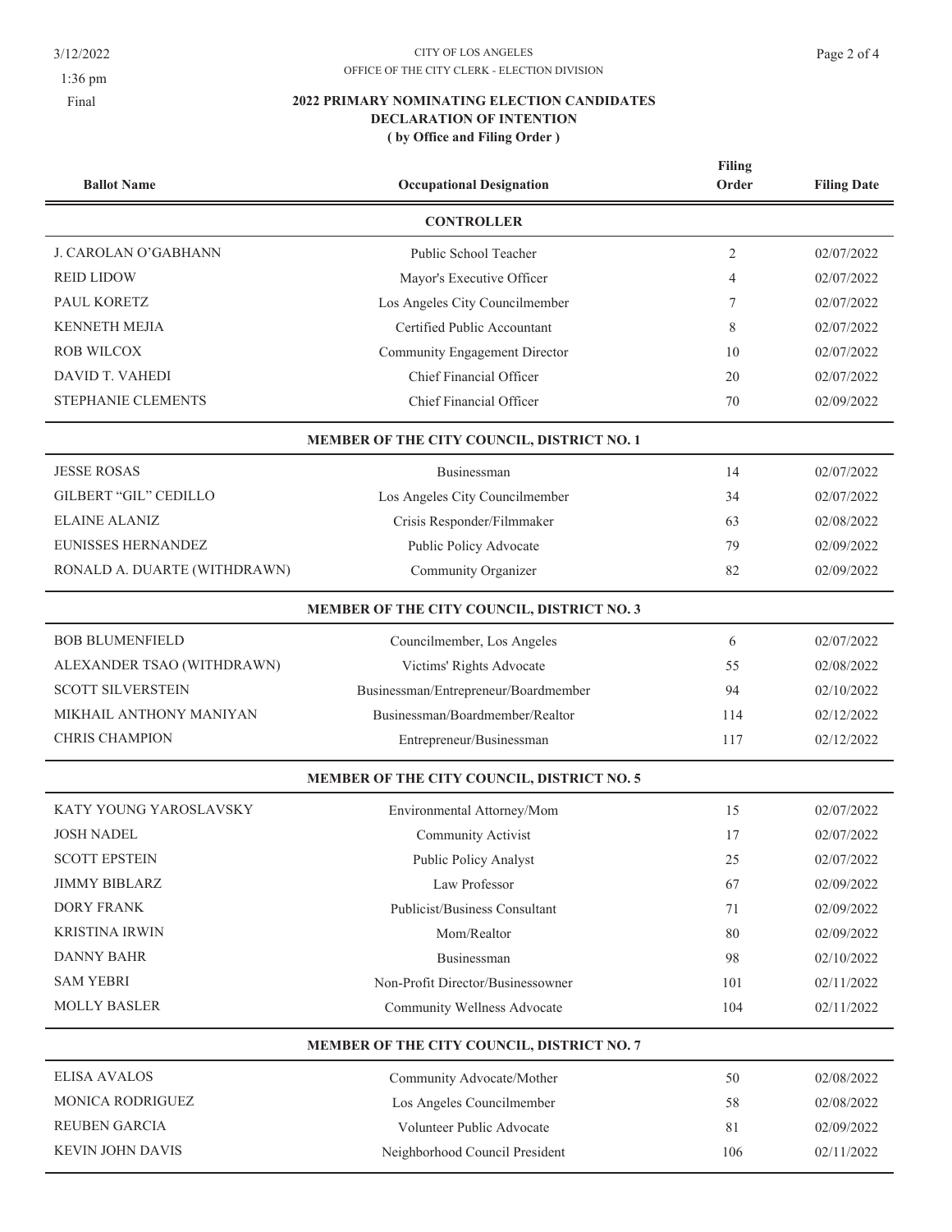CITY OF LOS ANGELES
OFFICE OF THE CITY CLERK - ELECTION DIVISION

3/12/2022
1:36 pm
Final

## 2022 PRIMARY NOMINATING ELECTION CANDIDATES
### DECLARATION OF INTENTION
### ( by Office and Filing Order )

| Ballot Name | Occupational Designation | Filing Order | Filing Date |
|---|---|---|---|
| | **CONTROLLER** | | |
| J. CAROLAN O'GABHANN | Public School Teacher | 2 | 02/07/2022 |
| REID LIDOW | Mayor's Executive Officer | 4 | 02/07/2022 |
| PAUL KORETZ | Los Angeles City Councilmember | 7 | 02/07/2022 |
| KENNETH MEJIA | Certified Public Accountant | 8 | 02/07/2022 |
| ROB WILCOX | Community Engagement Director | 10 | 02/07/2022 |
| DAVID T. VAHEDI | Chief Financial Officer | 20 | 02/07/2022 |
| STEPHANIE CLEMENTS | Chief Financial Officer | 70 | 02/09/2022 |
| | **MEMBER OF THE CITY COUNCIL, DISTRICT NO. 1** | | |
| JESSE ROSAS | Businessman | 14 | 02/07/2022 |
| GILBERT "GIL" CEDILLO | Los Angeles City Councilmember | 34 | 02/07/2022 |
| ELAINE ALANIZ | Crisis Responder/Filmmaker | 63 | 02/08/2022 |
| EUNISSES HERNANDEZ | Public Policy Advocate | 79 | 02/09/2022 |
| RONALD A. DUARTE (WITHDRAWN) | Community Organizer | 82 | 02/09/2022 |
| | **MEMBER OF THE CITY COUNCIL, DISTRICT NO. 3** | | |
| BOB BLUMENFIELD | Councilmember, Los Angeles | 6 | 02/07/2022 |
| ALEXANDER TSAO (WITHDRAWN) | Victims' Rights Advocate | 55 | 02/08/2022 |
| SCOTT SILVERSTEIN | Businessman/Entrepreneur/Boardmember | 94 | 02/10/2022 |
| MIKHAIL ANTHONY MANIYAN | Businessman/Boardmember/Realtor | 114 | 02/12/2022 |
| CHRIS CHAMPION | Entrepreneur/Businessman | 117 | 02/12/2022 |
| | **MEMBER OF THE CITY COUNCIL, DISTRICT NO. 5** | | |
| KATY YOUNG YAROSLAVSKY | Environmental Attorney/Mom | 15 | 02/07/2022 |
| JOSH NADEL | Community Activist | 17 | 02/07/2022 |
| SCOTT EPSTEIN | Public Policy Analyst | 25 | 02/07/2022 |
| JIMMY BIBLARZ | Law Professor | 67 | 02/09/2022 |
| DORY FRANK | Publicist/Business Consultant | 71 | 02/09/2022 |
| KRISTINA IRWIN | Mom/Realtor | 80 | 02/09/2022 |
| DANNY BAHR | Businessman | 98 | 02/10/2022 |
| SAM YEBRI | Non-Profit Director/Businessowner | 101 | 02/11/2022 |
| MOLLY BASLER | Community Wellness Advocate | 104 | 02/11/2022 |
| | **MEMBER OF THE CITY COUNCIL, DISTRICT NO. 7** | | |
| ELISA AVALOS | Community Advocate/Mother | 50 | 02/08/2022 |
| MONICA RODRIGUEZ | Los Angeles Councilmember | 58 | 02/08/2022 |
| REUBEN GARCIA | Volunteer Public Advocate | 81 | 02/09/2022 |
| KEVIN JOHN DAVIS | Neighborhood Council President | 106 | 02/11/2022 |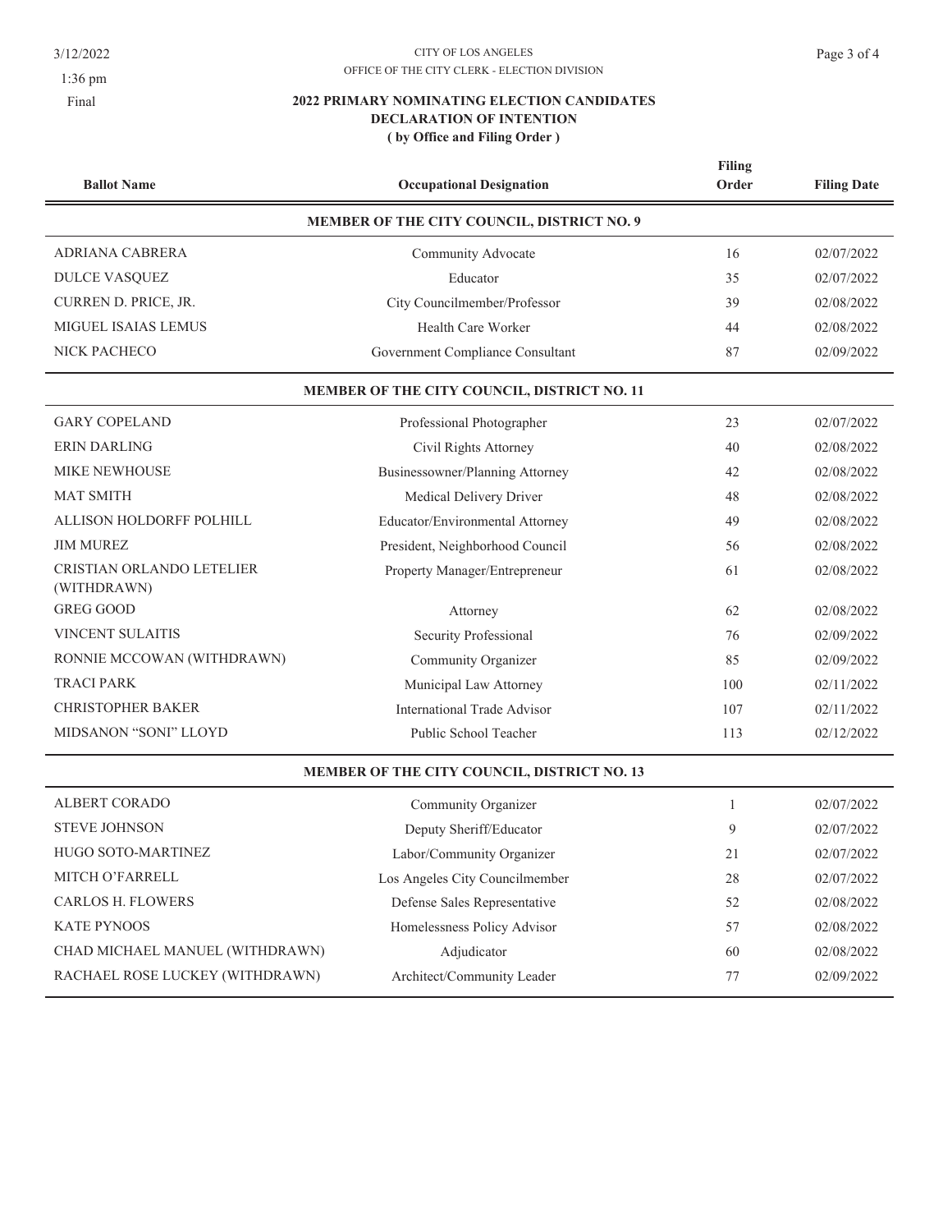CITY OF LOS ANGELES
OFFICE OF THE CITY CLERK - ELECTION DIVISION

3/12/2022
1:36 pm
Final

**2022 PRIMARY NOMINATING ELECTION CANDIDATES**
**DECLARATION OF INTENTION**
**( by Office and Filing Order )**

| Ballot Name | Occupational Designation | Filing Order | Filing Date |
|---|---|---|---|
| **MEMBER OF THE CITY COUNCIL, DISTRICT NO. 9** | | | |
| ADRIANA CABRERA | Community Advocate | 16 | 02/07/2022 |
| DULCE VASQUEZ | Educator | 35 | 02/07/2022 |
| CURREN D. PRICE, JR. | City Councilmember/Professor | 39 | 02/08/2022 |
| MIGUEL ISAIAS LEMUS | Health Care Worker | 44 | 02/08/2022 |
| NICK PACHECO | Government Compliance Consultant | 87 | 02/09/2022 |
| **MEMBER OF THE CITY COUNCIL, DISTRICT NO. 11** | | | |
| GARY COPELAND | Professional Photographer | 23 | 02/07/2022 |
| ERIN DARLING | Civil Rights Attorney | 40 | 02/08/2022 |
| MIKE NEWHOUSE | Businessowner/Planning Attorney | 42 | 02/08/2022 |
| MAT SMITH | Medical Delivery Driver | 48 | 02/08/2022 |
| ALLISON HOLDORFF POLHILL | Educator/Environmental Attorney | 49 | 02/08/2022 |
| JIM MUREZ | President, Neighborhood Council | 56 | 02/08/2022 |
| CRISTIAN ORLANDO LETELIER (WITHDRAWN) | Property Manager/Entrepreneur | 61 | 02/08/2022 |
| GREG GOOD | Attorney | 62 | 02/08/2022 |
| VINCENT SULAITIS | Security Professional | 76 | 02/09/2022 |
| RONNIE MCCOWAN (WITHDRAWN) | Community Organizer | 85 | 02/09/2022 |
| TRACI PARK | Municipal Law Attorney | 100 | 02/11/2022 |
| CHRISTOPHER BAKER | International Trade Advisor | 107 | 02/11/2022 |
| MIDSANON “SONI” LLOYD | Public School Teacher | 113 | 02/12/2022 |
| **MEMBER OF THE CITY COUNCIL, DISTRICT NO. 13** | | | |
| ALBERT CORADO | Community Organizer | 1 | 02/07/2022 |
| STEVE JOHNSON | Deputy Sheriff/Educator | 9 | 02/07/2022 |
| HUGO SOTO-MARTINEZ | Labor/Community Organizer | 21 | 02/07/2022 |
| MITCH O’FARRELL | Los Angeles City Councilmember | 28 | 02/07/2022 |
| CARLOS H. FLOWERS | Defense Sales Representative | 52 | 02/08/2022 |
| KATE PYNOOS | Homelessness Policy Advisor | 57 | 02/08/2022 |
| CHAD MICHAEL MANUEL (WITHDRAWN) | Adjudicator | 60 | 02/08/2022 |
| RACHAEL ROSE LUCKEY (WITHDRAWN) | Architect/Community Leader | 77 | 02/09/2022 |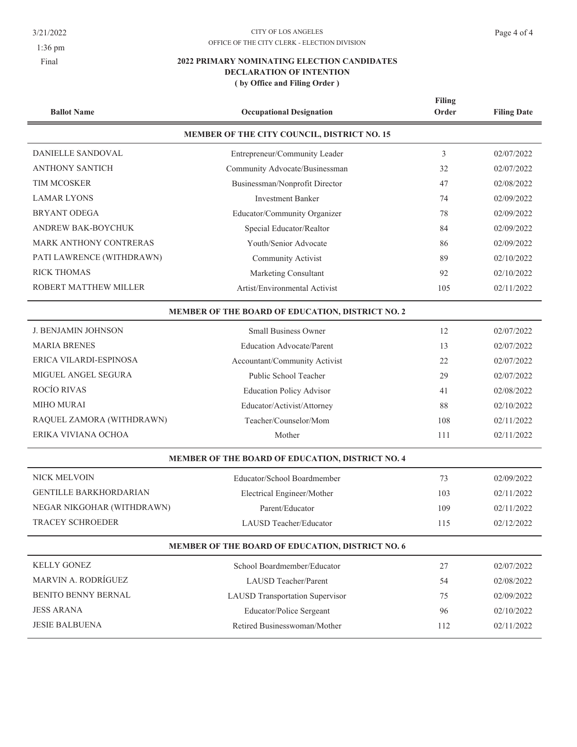CITY OF LOS ANGELES
OFFICE OF THE CITY CLERK - ELECTION DIVISION

3/21/2022
1:36 pm
Final

## 2022 PRIMARY NOMINATING ELECTION CANDIDATES
### DECLARATION OF INTENTION
### ( by Office and Filing Order )

| Ballot Name | Occupational Designation | Filing Order | Filing Date |
|---|---|---|---|
| **MEMBER OF THE CITY COUNCIL, DISTRICT NO. 15** | | | |
| DANIELLE SANDOVAL | Entrepreneur/Community Leader | 3 | 02/07/2022 |
| ANTHONY SANTICH | Community Advocate/Businessman | 32 | 02/07/2022 |
| TIM MCOSKER | Businessman/Nonprofit Director | 47 | 02/08/2022 |
| LAMAR LYONS | Investment Banker | 74 | 02/09/2022 |
| BRYANT ODEGA | Educator/Community Organizer | 78 | 02/09/2022 |
| ANDREW BAK-BOYCHUK | Special Educator/Realtor | 84 | 02/09/2022 |
| MARK ANTHONY CONTRERAS | Youth/Senior Advocate | 86 | 02/09/2022 |
| PATI LAWRENCE (WITHDRAWN) | Community Activist | 89 | 02/10/2022 |
| RICK THOMAS | Marketing Consultant | 92 | 02/10/2022 |
| ROBERT MATTHEW MILLER | Artist/Environmental Activist | 105 | 02/11/2022 |
| **MEMBER OF THE BOARD OF EDUCATION, DISTRICT NO. 2** | | | |
| J. BENJAMIN JOHNSON | Small Business Owner | 12 | 02/07/2022 |
| MARIA BRENES | Education Advocate/Parent | 13 | 02/07/2022 |
| ERICA VILARDI-ESPINOSA | Accountant/Community Activist | 22 | 02/07/2022 |
| MIGUEL ANGEL SEGURA | Public School Teacher | 29 | 02/07/2022 |
| ROCÍO RIVAS | Education Policy Advisor | 41 | 02/08/2022 |
| MIHO MURAI | Educator/Activist/Attorney | 88 | 02/10/2022 |
| RAQUEL ZAMORA (WITHDRAWN) | Teacher/Counselor/Mom | 108 | 02/11/2022 |
| ERIKA VIVIANA OCHOA | Mother | 111 | 02/11/2022 |
| **MEMBER OF THE BOARD OF EDUCATION, DISTRICT NO. 4** | | | |
| NICK MELVOIN | Educator/School Boardmember | 73 | 02/09/2022 |
| GENTILLE BARKHORDARIAN | Electrical Engineer/Mother | 103 | 02/11/2022 |
| NEGAR NIKGOHAR (WITHDRAWN) | Parent/Educator | 109 | 02/11/2022 |
| TRACEY SCHROEDER | LAUSD Teacher/Educator | 115 | 02/12/2022 |
| **MEMBER OF THE BOARD OF EDUCATION, DISTRICT NO. 6** | | | |
| KELLY GONEZ | School Boardmember/Educator | 27 | 02/07/2022 |
| MARVIN A. RODRÍGUEZ | LAUSD Teacher/Parent | 54 | 02/08/2022 |
| BENITO BENNY BERNAL | LAUSD Transportation Supervisor | 75 | 02/09/2022 |
| JESS ARANA | Educator/Police Sergeant | 96 | 02/10/2022 |
| JESIE BALBUENA | Retired Businesswoman/Mother | 112 | 02/11/2022 |